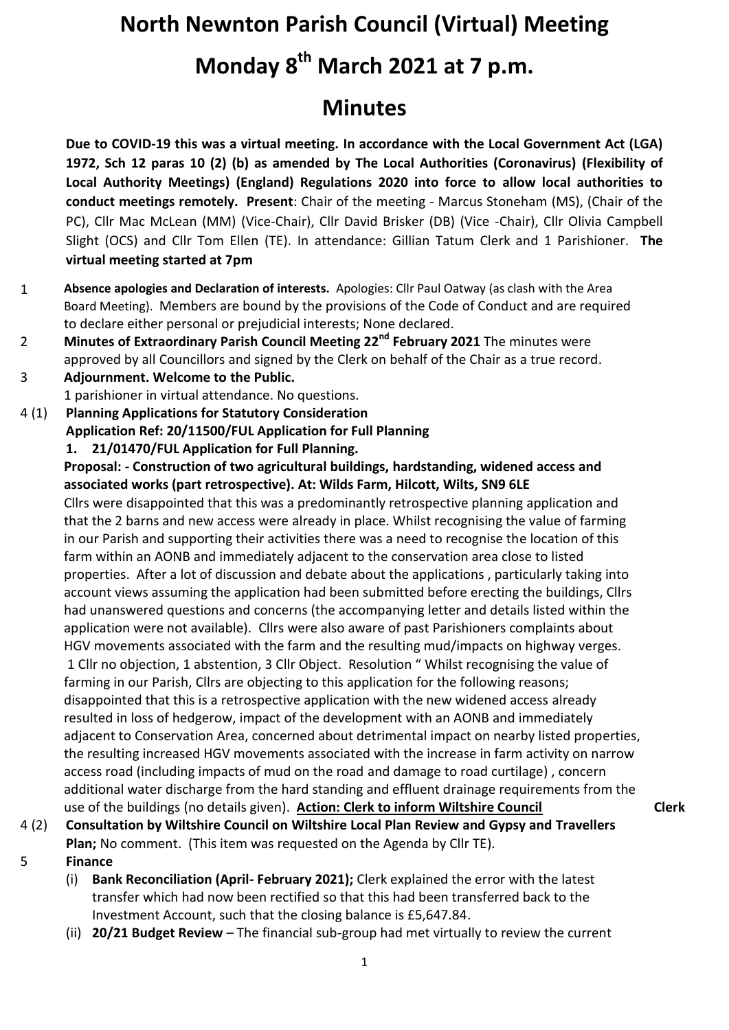# North Newnton Parish Council (Virtual) Meeting

# Monday 8th March 2021 at 7 p.m.

## Minutes

**Due to COVID-19 this was a virtual meeting. In accordance with the Local Government Act (LGA) 1972, Sch 12 paras 10 (2) (b) as amended by The Local Authorities (Coronavirus) (Flexibility of Local Authority Meetings) (England) Regulations 2020 into force to allow local authorities to conduct meetings remotely. Present**: Chair of the meeting - Marcus Stoneham (MS), (Chair of the PC), Cllr Mac McLean (MM) (Vice-Chair), Cllr David Brisker (DB) (Vice -Chair), Cllr Olivia Campbell Slight (OCS) and Cllr Tom Ellen (TE). In attendance: Gillian Tatum Clerk and 1 Parishioner. **The virtual meeting started at 7pm**

1 **Absence apologies and Declaration of interests.** Apologies: Cllr Paul Oatway (as clash with the Area Board Meeting). Members are bound by the provisions of the Code of Conduct and are required to declare either personal or prejudicial interests; None declared.

2 **Minutes of Extraordinary Parish Council Meeting 22nd February 2021** The minutes were approved by all Councillors and signed by the Clerk on behalf of the Chair as a true record.

3 **Adjournment. Welcome to the Public.**
1 parishioner in virtual attendance. No questions.

4 (1) **Planning Applications for Statutory Consideration**
**Application Ref: 20/11500/FUL Application for Full Planning**

1. **21/01470/FUL Application for Full Planning.**

**Proposal: - Construction of two agricultural buildings, hardstanding, widened access and associated works (part retrospective). At: Wilds Farm, Hilcott, Wilts, SN9 6LE**

Cllrs were disappointed that this was a predominantly retrospective planning application and that the 2 barns and new access were already in place. Whilst recognising the value of farming in our Parish and supporting their activities there was a need to recognise the location of this farm within an AONB and immediately adjacent to the conservation area close to listed properties. After a lot of discussion and debate about the applications , particularly taking into account views assuming the application had been submitted before erecting the buildings, Cllrs had unanswered questions and concerns (the accompanying letter and details listed within the application were not available). Cllrs were also aware of past Parishioners complaints about HGV movements associated with the farm and the resulting mud/impacts on highway verges. 1 Cllr no objection, 1 abstention, 3 Cllr Object. Resolution " Whilst recognising the value of farming in our Parish, Cllrs are objecting to this application for the following reasons; disappointed that this is a retrospective application with the new widened access already resulted in loss of hedgerow, impact of the development with an AONB and immediately adjacent to Conservation Area, concerned about detrimental impact on nearby listed properties, the resulting increased HGV movements associated with the increase in farm activity on narrow access road (including impacts of mud on the road and damage to road curtilage) , concern additional water discharge from the hard standing and effluent drainage requirements from the use of the buildings (no details given). **Action: Clerk to inform Wiltshire Council** **Clerk**

4 (2) **Consultation by Wiltshire Council on Wiltshire Local Plan Review and Gypsy and Travellers Plan;** No comment. (This item was requested on the Agenda by Cllr TE).

5 **Finance**

(i) **Bank Reconciliation (April- February 2021);** Clerk explained the error with the latest transfer which had now been rectified so that this had been transferred back to the Investment Account, such that the closing balance is £5,647.84.

(ii) **20/21 Budget Review** – The financial sub-group had met virtually to review the current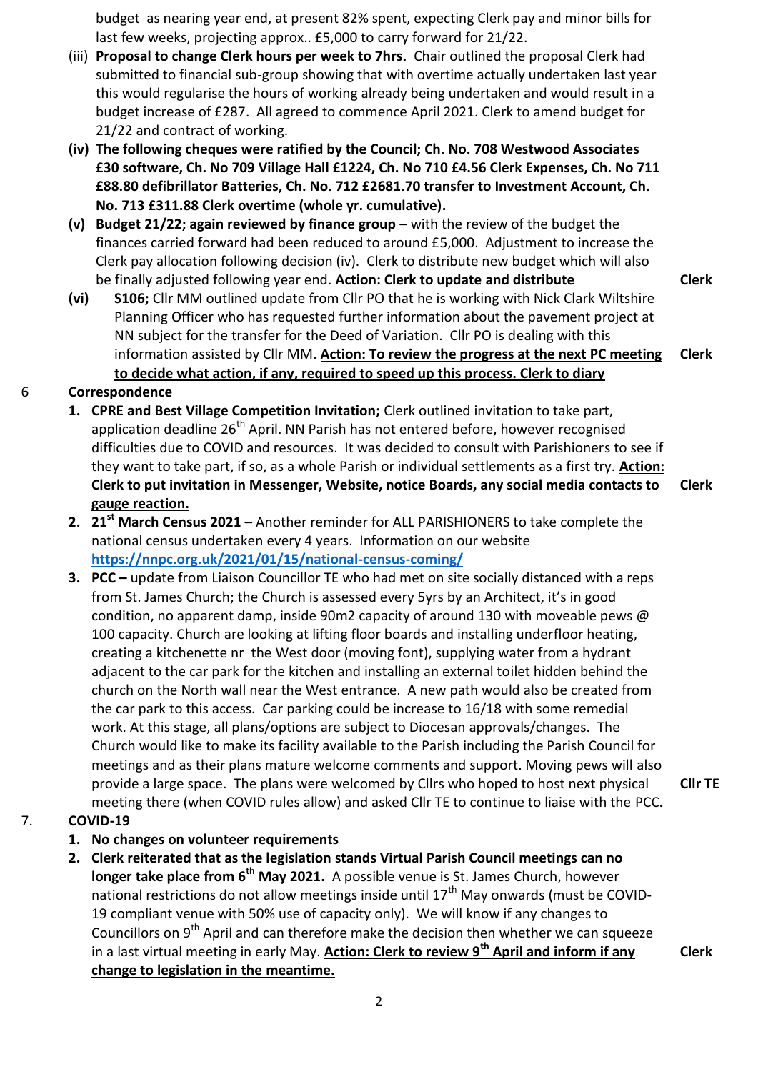budget as nearing year end, at present 82% spent, expecting Clerk pay and minor bills for last few weeks, projecting approx.. £5,000 to carry forward for 21/22.

(iii) **Proposal to change Clerk hours per week to 7hrs.** Chair outlined the proposal Clerk had submitted to financial sub-group showing that with overtime actually undertaken last year this would regularise the hours of working already being undertaken and would result in a budget increase of £287. All agreed to commence April 2021. Clerk to amend budget for 21/22 and contract of working.

**(iv) The following cheques were ratified by the Council; Ch. No. 708 Westwood Associates £30 software, Ch. No 709 Village Hall £1224, Ch. No 710 £4.56 Clerk Expenses, Ch. No 711 £88.80 defibrillator Batteries, Ch. No. 712 £2681.70 transfer to Investment Account, Ch. No. 713 £311.88 Clerk overtime (whole yr. cumulative).**

**(v) Budget 21/22; again reviewed by finance group –** with the review of the budget the finances carried forward had been reduced to around £5,000. Adjustment to increase the Clerk pay allocation following decision (iv). Clerk to distribute new budget which will also be finally adjusted following year end. **Action: Clerk to update and distribute** — **Clerk**

**(vi) S106;** Cllr MM outlined update from Cllr PO that he is working with Nick Clark Wiltshire Planning Officer who has requested further information about the pavement project at NN subject for the transfer for the Deed of Variation. Cllr PO is dealing with this information assisted by Cllr MM. **Action: To review the progress at the next PC meeting to decide what action, if any, required to speed up this process. Clerk to diary** — **Clerk**

## 6 Correspondence

1. **CPRE and Best Village Competition Invitation;** Clerk outlined invitation to take part, application deadline 26th April. NN Parish has not entered before, however recognised difficulties due to COVID and resources. It was decided to consult with Parishioners to see if they want to take part, if so, as a whole Parish or individual settlements as a first try. **Action: Clerk to put invitation in Messenger, Website, notice Boards, any social media contacts to gauge reaction.** — **Clerk**
2. **21st March Census 2021 –** Another reminder for ALL PARISHIONERS to take complete the national census undertaken every 4 years. Information on our website https://nnpc.org.uk/2021/01/15/national-census-coming/
3. **PCC –** update from Liaison Councillor TE who had met on site socially distanced with a reps from St. James Church; the Church is assessed every 5yrs by an Architect, it's in good condition, no apparent damp, inside 90m2 capacity of around 130 with moveable pews @ 100 capacity. Church are looking at lifting floor boards and installing underfloor heating, creating a kitchenette nr the West door (moving font), supplying water from a hydrant adjacent to the car park for the kitchen and installing an external toilet hidden behind the church on the North wall near the West entrance. A new path would also be created from the car park to this access. Car parking could be increase to 16/18 with some remedial work. At this stage, all plans/options are subject to Diocesan approvals/changes. The Church would like to make its facility available to the Parish including the Parish Council for meetings and as their plans mature welcome comments and support. Moving pews will also provide a large space. The plans were welcomed by Cllrs who hoped to host next physical meeting there (when COVID rules allow) and asked Cllr TE to continue to liaise with the PCC**.** — **Cllr TE**

## 7. COVID-19

1. **No changes on volunteer requirements**
2. **Clerk reiterated that as the legislation stands Virtual Parish Council meetings can no longer take place from 6th May 2021.** A possible venue is St. James Church, however national restrictions do not allow meetings inside until 17th May onwards (must be COVID-19 compliant venue with 50% use of capacity only). We will know if any changes to Councillors on 9th April and can therefore make the decision then whether we can squeeze in a last virtual meeting in early May. **Action: Clerk to review 9th April and inform if any change to legislation in the meantime.** — **Clerk**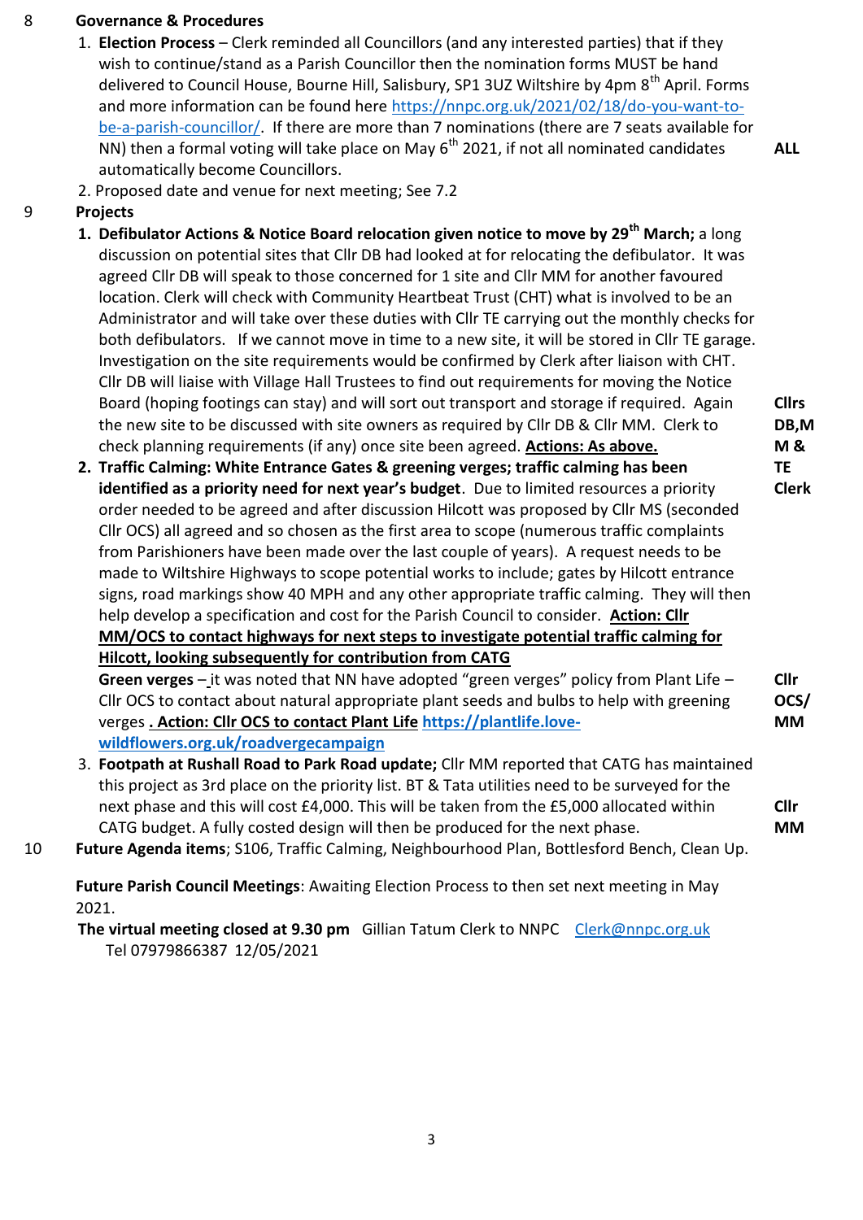## 8 Governance & Procedures

1. **Election Process** – Clerk reminded all Councillors (and any interested parties) that if they wish to continue/stand as a Parish Councillor then the nomination forms MUST be hand delivered to Council House, Bourne Hill, Salisbury, SP1 3UZ Wiltshire by 4pm 8th April. Forms and more information can be found here https://nnpc.org.uk/2021/02/18/do-you-want-to-be-a-parish-councillor/. If there are more than 7 nominations (there are 7 seats available for NN) then a formal voting will take place on May 6th 2021, if not all nominated candidates automatically become Councillors. **ALL**
2. Proposed date and venue for next meeting; See 7.2

## 9 Projects

1. **Defibulator Actions & Notice Board relocation given notice to move by 29th March;** a long discussion on potential sites that Cllr DB had looked at for relocating the defibulator. It was agreed Cllr DB will speak to those concerned for 1 site and Cllr MM for another favoured location. Clerk will check with Community Heartbeat Trust (CHT) what is involved to be an Administrator and will take over these duties with Cllr TE carrying out the monthly checks for both defibulators. If we cannot move in time to a new site, it will be stored in Cllr TE garage. Investigation on the site requirements would be confirmed by Clerk after liaison with CHT. Cllr DB will liaise with Village Hall Trustees to find out requirements for moving the Notice Board (hoping footings can stay) and will sort out transport and storage if required. Again the new site to be discussed with site owners as required by Cllr DB & Cllr MM. Clerk to check planning requirements (if any) once site been agreed. **<u>Actions: As above.</u>** **Cllrs DB,MM & TE Clerk**
2. **Traffic Calming: White Entrance Gates & greening verges; traffic calming has been identified as a priority need for next year's budget**. Due to limited resources a priority order needed to be agreed and after discussion Hilcott was proposed by Cllr MS (seconded Cllr OCS) all agreed and so chosen as the first area to scope (numerous traffic complaints from Parishioners have been made over the last couple of years). A request needs to be made to Wiltshire Highways to scope potential works to include; gates by Hilcott entrance signs, road markings show 40 MPH and any other appropriate traffic calming. They will then help develop a specification and cost for the Parish Council to consider. **<u>Action: Cllr MM/OCS to contact highways for next steps to investigate potential traffic calming for Hilcott, looking subsequently for contribution from CATG</u>**

   **Green verges** – it was noted that NN have adopted "green verges" policy from Plant Life – Cllr OCS to contact about natural appropriate plant seeds and bulbs to help with greening verges **. <u>Action: Cllr OCS to contact Plant Life</u> https://plantlife.love-wildflowers.org.uk/roadvergecampaign** **Cllr OCS/ MM**
3. **Footpath at Rushall Road to Park Road update;** Cllr MM reported that CATG has maintained this project as 3rd place on the priority list. BT & Tata utilities need to be surveyed for the next phase and this will cost £4,000. This will be taken from the £5,000 allocated within CATG budget. A fully costed design will then be produced for the next phase. **Cllr MM**

## 10 Future Agenda items; S106, Traffic Calming, Neighbourhood Plan, Bottlesford Bench, Clean Up.

**Future Parish Council Meetings**: Awaiting Election Process to then set next meeting in May 2021.

**The virtual meeting closed at 9.30 pm** Gillian Tatum Clerk to NNPC Clerk@nnpc.org.uk
Tel 07979866387 12/05/2021